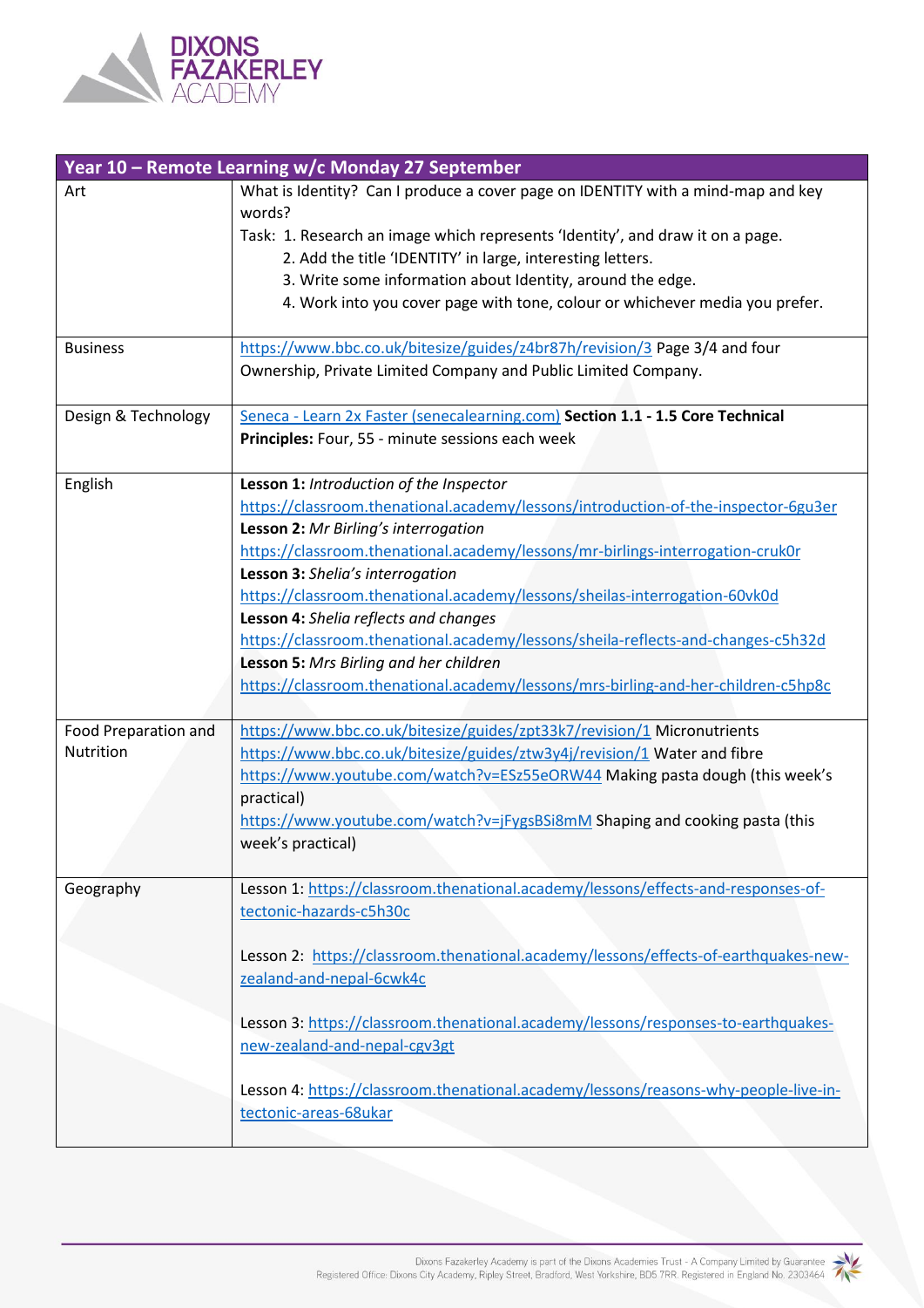| Year 10 – Remote Learning w/c Monday 27 September | |
|---|---|
| Art | What is Identity? Can I produce a cover page on IDENTITY with a mind-map and key words?<br>Task: 1. Research an image which represents 'Identity', and draw it on a page.<br>2. Add the title 'IDENTITY' in large, interesting letters.<br>3. Write some information about Identity, around the edge.<br>4. Work into you cover page with tone, colour or whichever media you prefer. |
| Business | https://www.bbc.co.uk/bitesize/guides/z4br87h/revision/3 Page 3/4 and four Ownership, Private Limited Company and Public Limited Company. |
| Design & Technology | Seneca - Learn 2x Faster (senecalearning.com) **Section 1.1 - 1.5 Core Technical Principles:** Four, 55 - minute sessions each week |
| English | **Lesson 1:** *Introduction of the Inspector*<br>https://classroom.thenational.academy/lessons/introduction-of-the-inspector-6gu3er<br>**Lesson 2:** *Mr Birling's interrogation*<br>https://classroom.thenational.academy/lessons/mr-birlings-interrogation-cruk0r<br>**Lesson 3:** *Shelia's interrogation*<br>https://classroom.thenational.academy/lessons/sheilas-interrogation-60vk0d<br>**Lesson 4:** *Shelia reflects and changes*<br>https://classroom.thenational.academy/lessons/sheila-reflects-and-changes-c5h32d<br>**Lesson 5:** *Mrs Birling and her children*<br>https://classroom.thenational.academy/lessons/mrs-birling-and-her-children-c5hp8c |
| Food Preparation and Nutrition | https://www.bbc.co.uk/bitesize/guides/zpt33k7/revision/1 Micronutrients<br>https://www.bbc.co.uk/bitesize/guides/ztw3y4j/revision/1 Water and fibre<br>https://www.youtube.com/watch?v=ESz55eORW44 Making pasta dough (this week's practical)<br>https://www.youtube.com/watch?v=jFygsBSi8mM Shaping and cooking pasta (this week's practical) |
| Geography | Lesson 1: https://classroom.thenational.academy/lessons/effects-and-responses-of-tectonic-hazards-c5h30c<br><br>Lesson 2: https://classroom.thenational.academy/lessons/effects-of-earthquakes-new-zealand-and-nepal-6cwk4c<br><br>Lesson 3: https://classroom.thenational.academy/lessons/responses-to-earthquakes-new-zealand-and-nepal-cgv3gt<br><br>Lesson 4: https://classroom.thenational.academy/lessons/reasons-why-people-live-in-tectonic-areas-68ukar |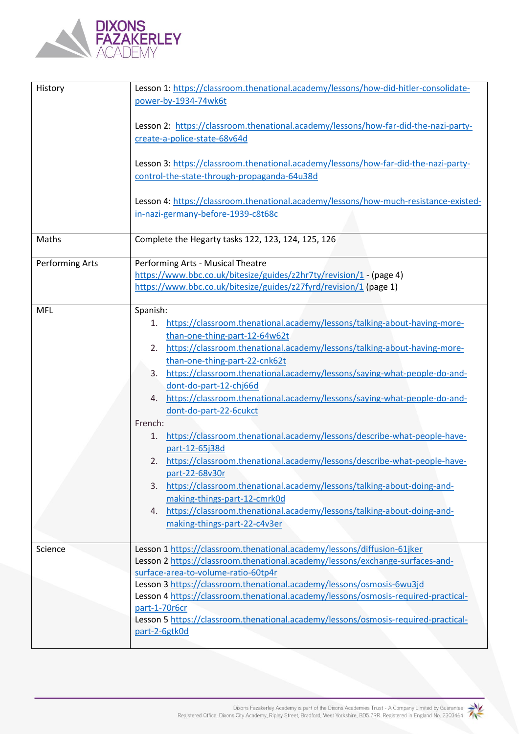| | |
|---|---|
| History | Lesson 1: https://classroom.thenational.academy/lessons/how-did-hitler-consolidate-power-by-1934-74wk6t<br><br>Lesson 2: https://classroom.thenational.academy/lessons/how-far-did-the-nazi-party-create-a-police-state-68v64d<br><br>Lesson 3: https://classroom.thenational.academy/lessons/how-far-did-the-nazi-party-control-the-state-through-propaganda-64u38d<br><br>Lesson 4: https://classroom.thenational.academy/lessons/how-much-resistance-existed-in-nazi-germany-before-1939-c8t68c |
| Maths | Complete the Hegarty tasks 122, 123, 124, 125, 126 |
| Performing Arts | Performing Arts - Musical Theatre<br>https://www.bbc.co.uk/bitesize/guides/z2hr7ty/revision/1 - (page 4)<br>https://www.bbc.co.uk/bitesize/guides/z27fyrd/revision/1 (page 1) |
| MFL | Spanish:<br>1. https://classroom.thenational.academy/lessons/talking-about-having-more-than-one-thing-part-12-64w62t<br>2. https://classroom.thenational.academy/lessons/talking-about-having-more-than-one-thing-part-22-cnk62t<br>3. https://classroom.thenational.academy/lessons/saying-what-people-do-and-dont-do-part-12-chj66d<br>4. https://classroom.thenational.academy/lessons/saying-what-people-do-and-dont-do-part-22-6cukct<br>French:<br>1. https://classroom.thenational.academy/lessons/describe-what-people-have-part-12-65j38d<br>2. https://classroom.thenational.academy/lessons/describe-what-people-have-part-22-68v30r<br>3. https://classroom.thenational.academy/lessons/talking-about-doing-and-making-things-part-12-cmrk0d<br>4. https://classroom.thenational.academy/lessons/talking-about-doing-and-making-things-part-22-c4v3er |
| Science | Lesson 1 https://classroom.thenational.academy/lessons/diffusion-61jker<br>Lesson 2 https://classroom.thenational.academy/lessons/exchange-surfaces-and-surface-area-to-volume-ratio-60tp4r<br>Lesson 3 https://classroom.thenational.academy/lessons/osmosis-6wu3jd<br>Lesson 4 https://classroom.thenational.academy/lessons/osmosis-required-practical-part-1-70r6cr<br>Lesson 5 https://classroom.thenational.academy/lessons/osmosis-required-practical-part-2-6gtk0d |